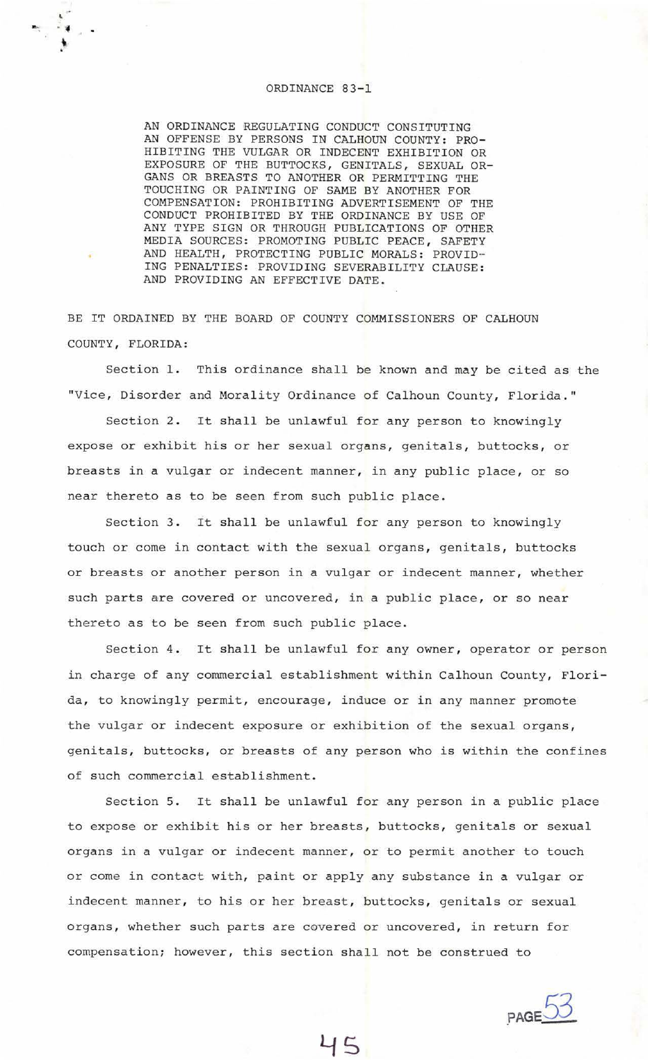# ORDINANCE 83-1

AN ORDINANCE REGULATING CONDUCT CONSITUTING AN OFFENSE BY PERSONS IN CALHOUN COUNTY: PROHIBITING THE VULGAR OR INDECENT EXHIBITION OR EXPOSURE OF THE BUTTOCKS, GENITALS, SEXUAL ORGANS OR BREASTS TO ANOTHER OR PERMITTING THE TOUCHING OR PAINTING OF SAME BY ANOTHER FOR COMPENSATION: PROHIBITING ADVERTISEMENT OF THE CONDUCT PROHIBITED BY THE ORDINANCE BY USE OF ANY TYPE SIGN OR THROUGH PUBLICATIONS OF OTHER MEDIA SOURCES: PROMOTING PUBLIC PEACE, SAFETY AND HEALTH, PROTECTING PUBLIC MORALS: PROVIDING PENALTIES: PROVIDING SEVERABILITY CLAUSE: AND PROVIDING AN EFFECTIVE DATE.

BE IT ORDAINED BY THE BOARD OF COUNTY COMMISSIONERS OF CALHOUN COUNTY, FLORIDA:

Section 1. This ordinance shall be known and may be cited as the "Vice, Disorder and Morality Ordinance of Calhoun County, Florida."

Section 2. It shall be unlawful for any person to knowingly expose or exhibit his or her sexual organs, genitals, buttocks, or breasts in a vulgar or indecent manner, in any public place, or so near thereto as to be seen from such public place.

Section 3. It shall be unlawful for any person to knowingly touch or come in contact with the sexual organs, genitals, buttocks or breasts or another person in a vulgar or indecent manner, whether such parts are covered or uncovered, in a public place, or so near thereto as to be seen from such public place.

Section 4. It shall be unlawful for any owner, operator or person in charge of any commercial establishment within Calhoun County, Florida, to knowingly permit, encourage, induce or in any manner promote the vulgar or indecent exposure or exhibition of the sexual organs, genitals, buttocks, or breasts of any person who is within the confines of such commercial establishment.

Section 5. It shall be unlawful for any person in a public place to expose or exhibit his or her breasts, buttocks, genitals or sexual organs in a vulgar or indecent manner, or to permit another to touch or come in contact with, paint or apply any substance in a vulgar or indecent manner, to his or her breast, buttocks, genitals or sexual organs, whether such parts are covered or uncovered, in return for compensation; however, this section shall not be construed to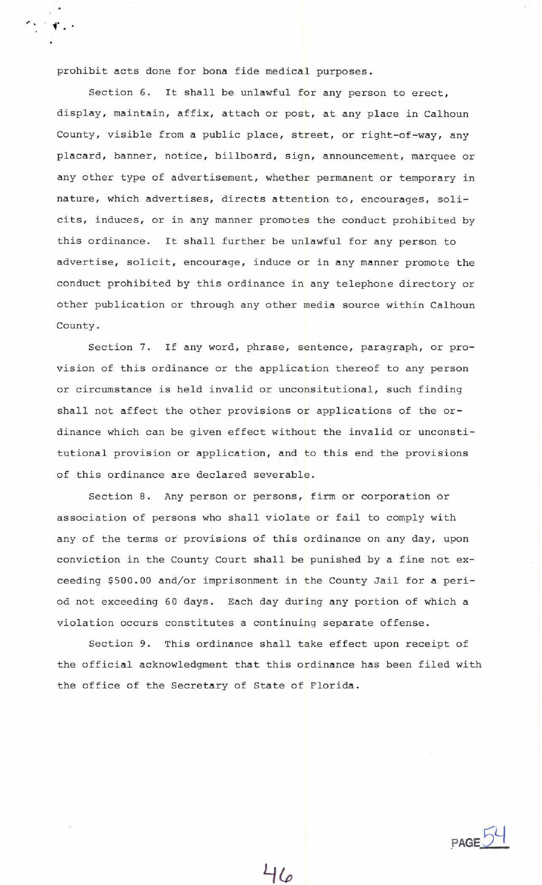prohibit acts done for bona fide medical purposes.

Section 6. It shall be unlawful for any person to erect, display, maintain, affix, attach or post, at any place in Calhoun County, visible from a public place, street, or right-of-way, any placard, banner, notice, billboard, sign, announcement, marquee or any other type of advertisement, whether permanent or temporary in nature, which advertises, directs attention to, encourages, solicits, induces, or in any manner promotes the conduct prohibited by this ordinance. It shall further be unlawful for any person to advertise, solicit, encourage, induce or in any manner promote the conduct prohibited by this ordinance in any telephone directory or other publication or through any other media source within Calhoun County.

Section 7. If any word, phrase, sentence, paragraph, or provision of this ordinance or the application thereof to any person or circumstance is held invalid or unconsitutional, such finding shall not affect the other provisions or applications of the ordinance which can be given effect without the invalid or unconstitutional provision or application, and to this end the provisions of this ordinance are declared severable.

Section 8. Any person or persons, firm or corporation or association of persons who shall violate or fail to comply with any of the terms or provisions of this ordinance on any day, upon conviction in the County Court shall be punished by a fine not exceeding $500.00 and/or imprisonment in the County Jail for a period not exceeding 60 days. Each day during any portion of which a violation occurs constitutes a continuing separate offense.

Section 9. This ordinance shall take effect upon receipt of the official acknowledgment that this ordinance has been filed with the office of the Secretary of State of Florida.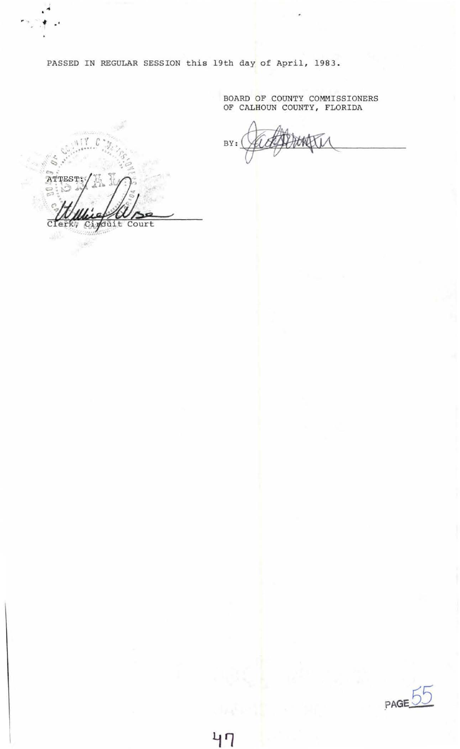PASSED IN REGULAR SESSION this 19th day of April, 1983.

BOARD OF COUNTY COMMISSIONERS
OF CALHOUN COUNTY, FLORIDA

BY: ______________________

ATTEST:

______________________
Clerk, Circuit Court